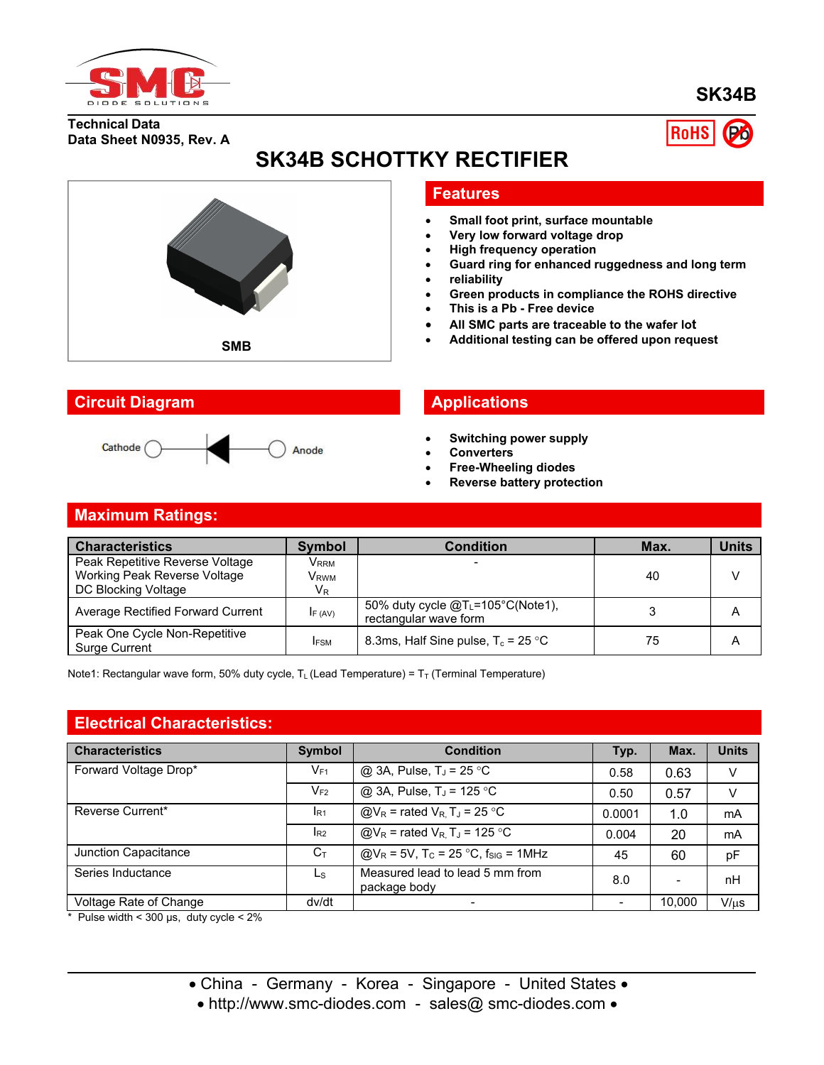**SK34B**

**Technical Data**
**Data Sheet N0935, Rev. A**

# SK34B SCHOTTKY RECTIFIER

SMB

## Features

- Small foot print, surface mountable
- Very low forward voltage drop
- High frequency operation
- Guard ring for enhanced ruggedness and long term
- reliability
- Green products in compliance the ROHS directive
- This is a Pb - Free device
- All SMC parts are traceable to the wafer lot
- Additional testing can be offered upon request

## Circuit Diagram

Cathode — Anode

## Applications

- Switching power supply
- Converters
- Free-Wheeling diodes
- Reverse battery protection

## Maximum Ratings:

| Characteristics | Symbol | Condition | Max. | Units |
|---|---|---|---|---|
| Peak Repetitive Reverse Voltage<br>Working Peak Reverse Voltage<br>DC Blocking Voltage | $V_{RRM}$<br>$V_{RWM}$<br>$V_R$ | - | 40 | V |
| Average Rectified Forward Current | $I_{F(AV)}$ | 50% duty cycle @$T_L$=105°C(Note1), rectangular wave form | 3 | A |
| Peak One Cycle Non-Repetitive Surge Current | $I_{FSM}$ | 8.3ms, Half Sine pulse, $T_c$ = 25 °C | 75 | A |

Note1: Rectangular wave form, 50% duty cycle, $T_L$ (Lead Temperature) = $T_T$ (Terminal Temperature)

## Electrical Characteristics:

| Characteristics | Symbol | Condition | Typ. | Max. | Units |
|---|---|---|---|---|---|
| Forward Voltage Drop* | $V_{F1}$ | @ 3A, Pulse, $T_J$ = 25 °C | 0.58 | 0.63 | V |
| | $V_{F2}$ | @ 3A, Pulse, $T_J$ = 125 °C | 0.50 | 0.57 | V |
| Reverse Current* | $I_{R1}$ | @$V_R$ = rated $V_R$, $T_J$ = 25 °C | 0.0001 | 1.0 | mA |
| | $I_{R2}$ | @$V_R$ = rated $V_R$, $T_J$ = 125 °C | 0.004 | 20 | mA |
| Junction Capacitance | $C_T$ | @$V_R$ = 5V, $T_C$ = 25 °C, $f_{SIG}$ = 1MHz | 45 | 60 | pF |
| Series Inductance | $L_S$ | Measured lead to lead 5 mm from package body | 8.0 | - | nH |
| Voltage Rate of Change | dv/dt | - | - | 10,000 | V/μs |

\* Pulse width < 300 μs, duty cycle < 2%

• China - Germany - Korea - Singapore - United States •
• http://www.smc-diodes.com - sales@ smc-diodes.com •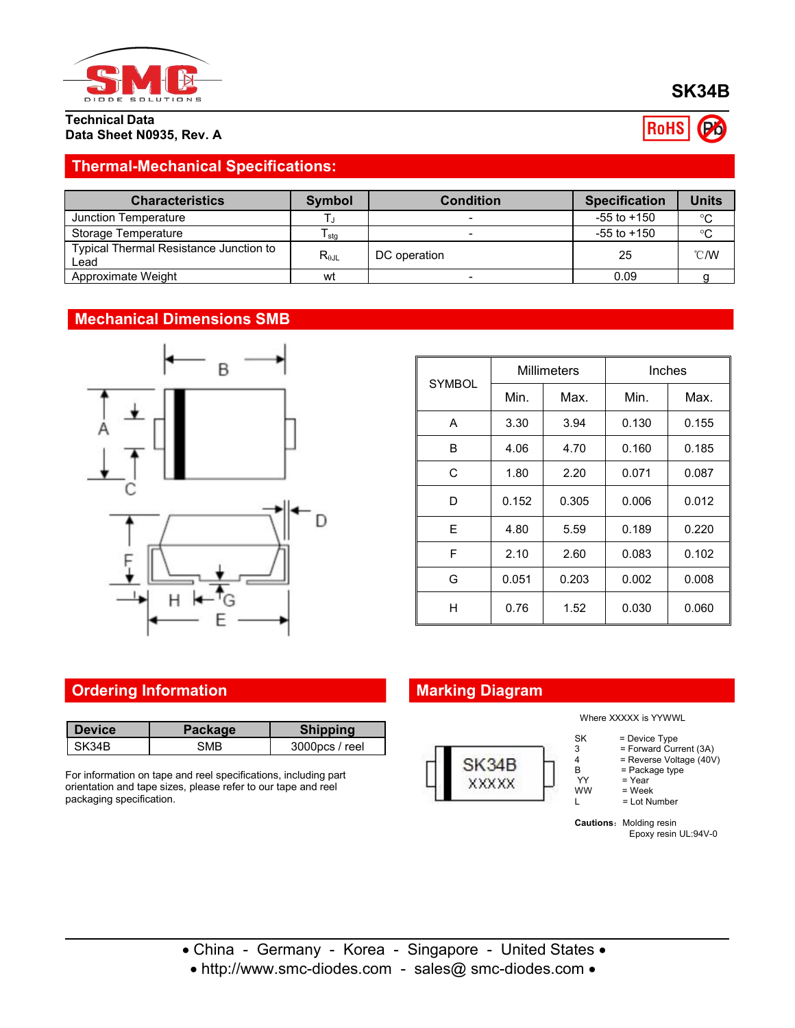**SK34B**

**Technical Data**
**Data Sheet N0935, Rev. A**

RoHS

## Thermal-Mechanical Specifications:

| Characteristics | Symbol | Condition | Specification | Units |
|---|---|---|---|---|
| Junction Temperature | $T_J$ | - | -55 to +150 | °C |
| Storage Temperature | $T_{stg}$ | - | -55 to +150 | °C |
| Typical Thermal Resistance Junction to Lead | $R_{\theta JL}$ | DC operation | 25 | ℃/W |
| Approximate Weight | wt | - | 0.09 | g |

## Mechanical Dimensions SMB

| SYMBOL | Millimeters | | Inches | |
|---|---|---|---|---|
| | Min. | Max. | Min. | Max. |
| A | 3.30 | 3.94 | 0.130 | 0.155 |
| B | 4.06 | 4.70 | 0.160 | 0.185 |
| C | 1.80 | 2.20 | 0.071 | 0.087 |
| D | 0.152 | 0.305 | 0.006 | 0.012 |
| E | 4.80 | 5.59 | 0.189 | 0.220 |
| F | 2.10 | 2.60 | 0.083 | 0.102 |
| G | 0.051 | 0.203 | 0.002 | 0.008 |
| H | 0.76 | 1.52 | 0.030 | 0.060 |

## Ordering Information

| Device | Package | Shipping |
|---|---|---|
| SK34B | SMB | 3000pcs / reel |

For information on tape and reel specifications, including part orientation and tape sizes, please refer to our tape and reel packaging specification.

## Marking Diagram

SK34B
XXXXX

Where XXXXX is YYWWL

SK = Device Type
3 = Forward Current (3A)
4 = Reverse Voltage (40V)
B = Package type
YY = Year
WW = Week
L = Lot Number

**Cautions:** Molding resin
Epoxy resin UL:94V-0

• China - Germany - Korea - Singapore - United States •
• http://www.smc-diodes.com - sales@ smc-diodes.com •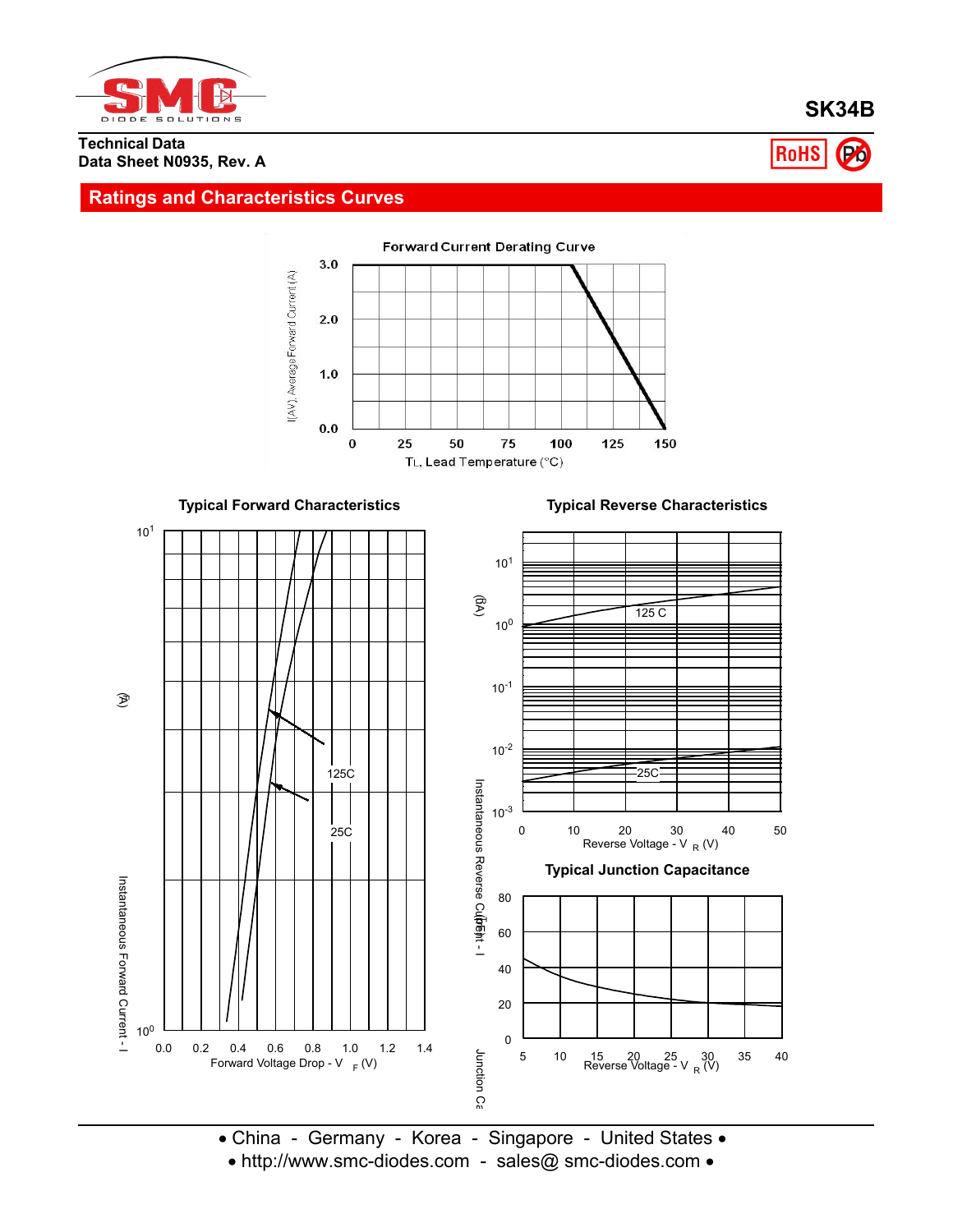# SK34B

**Technical Data**
**Data Sheet N0935, Rev. A**

RoHS

## Ratings and Characteristics Curves

**Forward Current Derating Curve**

I(AV), Average Forward Current (A): 3.0, 2.0, 1.0, 0.0

$T_L$, Lead Temperature (°C): 0, 25, 50, 75, 100, 125, 150

**Typical Forward Characteristics**

Instantaneous Forward Current - I (A): $10^0$, $10^1$

Forward Voltage Drop - $V_F$ (V): 0.0, 0.2, 0.4, 0.6, 0.8, 1.0, 1.2, 1.4

125C, 25C

**Typical Reverse Characteristics**

Instantaneous Reverse Current - I (mA): $10^{-3}$, $10^{-2}$, $10^{-1}$, $10^0$, $10^1$

Reverse Voltage - $V_R$ (V): 0, 10, 20, 30, 40, 50

125 C, 25C

**Typical Junction Capacitance**

Junction Capacitance (pF): 0, 20, 40, 60, 80

Reverse Voltage - $V_R$ (V): 5, 10, 15, 20, 25, 30, 35, 40

• China - Germany - Korea - Singapore - United States •
• http://www.smc-diodes.com - sales@ smc-diodes.com •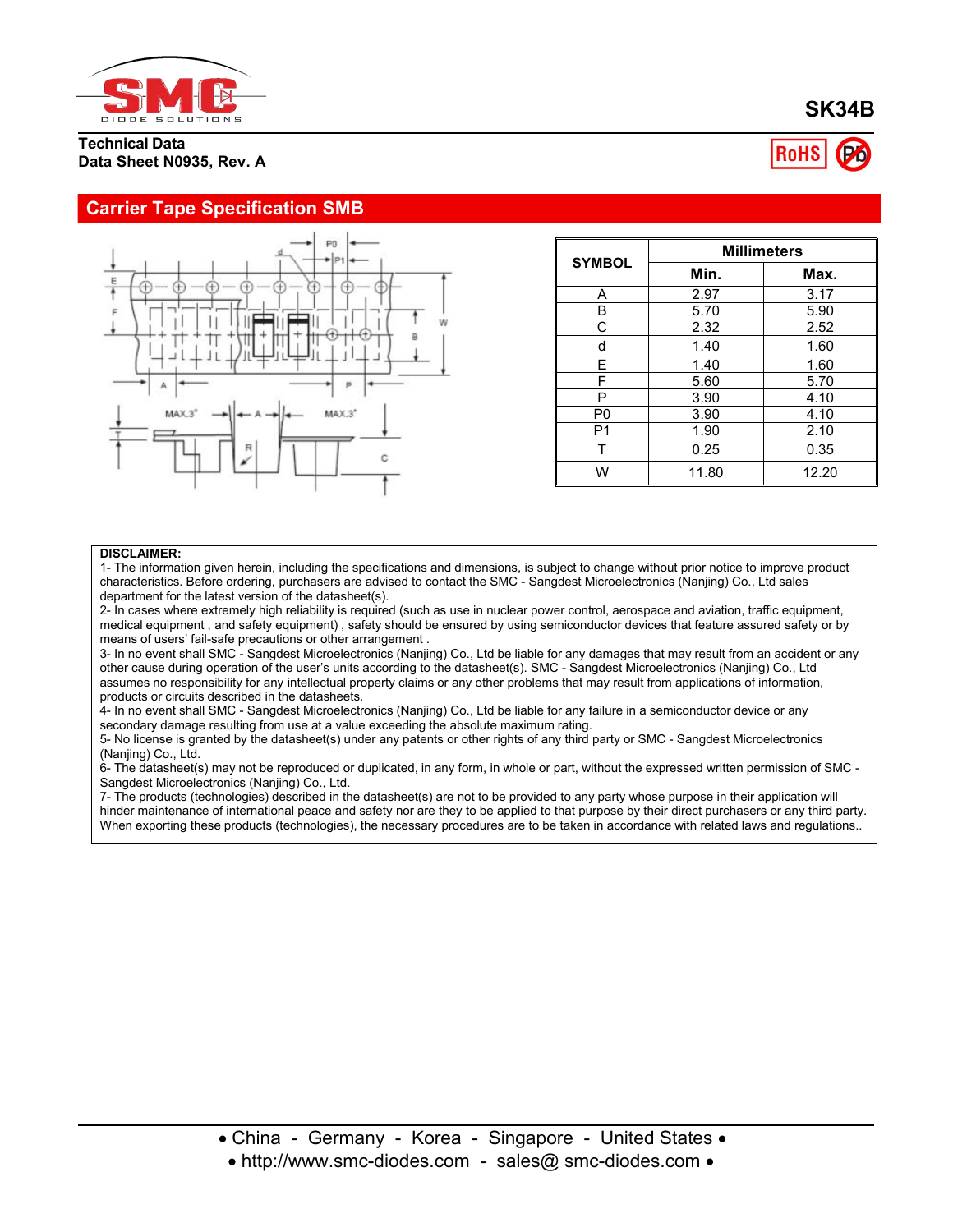**SK34B**

**Technical Data**
**Data Sheet N0935, Rev. A**

## Carrier Tape Specification SMB

P0
P1
d
E
F
W
B
A
P
MAX.3°
A
MAX.3°
T
R
C

| SYMBOL | Millimeters | |
|---|---|---|
| | Min. | Max. |
| A | 2.97 | 3.17 |
| B | 5.70 | 5.90 |
| C | 2.32 | 2.52 |
| d | 1.40 | 1.60 |
| E | 1.40 | 1.60 |
| F | 5.60 | 5.70 |
| P | 3.90 | 4.10 |
| P0 | 3.90 | 4.10 |
| P1 | 1.90 | 2.10 |
| T | 0.25 | 0.35 |
| W | 11.80 | 12.20 |

**DISCLAIMER:**

1- The information given herein, including the specifications and dimensions, is subject to change without prior notice to improve product characteristics. Before ordering, purchasers are advised to contact the SMC - Sangdest Microelectronics (Nanjing) Co., Ltd sales department for the latest version of the datasheet(s).

2- In cases where extremely high reliability is required (such as use in nuclear power control, aerospace and aviation, traffic equipment, medical equipment , and safety equipment) , safety should be ensured by using semiconductor devices that feature assured safety or by means of users' fail-safe precautions or other arrangement .

3- In no event shall SMC - Sangdest Microelectronics (Nanjing) Co., Ltd be liable for any damages that may result from an accident or any other cause during operation of the user's units according to the datasheet(s). SMC - Sangdest Microelectronics (Nanjing) Co., Ltd assumes no responsibility for any intellectual property claims or any other problems that may result from applications of information, products or circuits described in the datasheets.

4- In no event shall SMC - Sangdest Microelectronics (Nanjing) Co., Ltd be liable for any failure in a semiconductor device or any secondary damage resulting from use at a value exceeding the absolute maximum rating.

5- No license is granted by the datasheet(s) under any patents or other rights of any third party or SMC - Sangdest Microelectronics (Nanjing) Co., Ltd.

6- The datasheet(s) may not be reproduced or duplicated, in any form, in whole or part, without the expressed written permission of SMC - Sangdest Microelectronics (Nanjing) Co., Ltd.

7- The products (technologies) described in the datasheet(s) are not to be provided to any party whose purpose in their application will hinder maintenance of international peace and safety nor are they to be applied to that purpose by their direct purchasers or any third party. When exporting these products (technologies), the necessary procedures are to be taken in accordance with related laws and regulations..

• China - Germany - Korea - Singapore - United States •
• http://www.smc-diodes.com - sales@ smc-diodes.com •